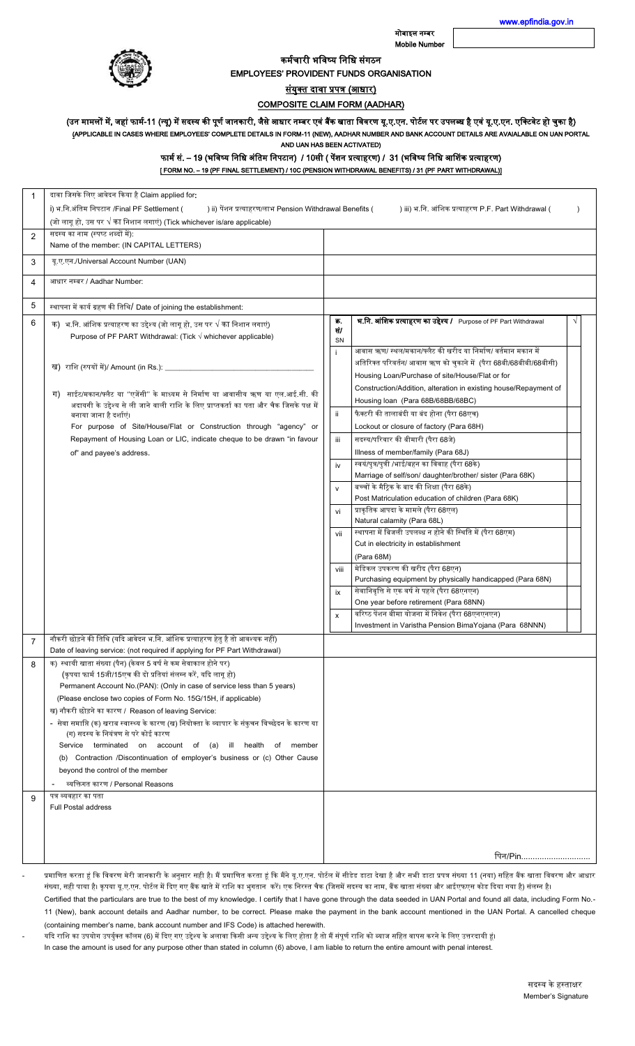www.epfindia.gov.in

मोबाइल नम्बर
Mobile Number

# कर्मचारी भविष्य निधि संगठन
# EMPLOYEES' PROVIDENT FUNDS ORGANISATION

## संयुक्त दावा प्रपत्र (आधार)
## COMPOSITE CLAIM FORM (AADHAR)

**(उन मामलों में, जहां फार्म-11 (न्यू) में सदस्य की पूर्ण जानकारी, जैसे आधार नम्बर एवं बैंक खाता विवरण यू.ए.एन. पोर्टल पर उपलब्ध है एवं यू.ए.एन. एक्टिवेट हो चुका है)**

**(APPLICABLE IN CASES WHERE EMPLOYEES' COMPLETE DETAILS IN FORM-11 (NEW), AADHAR NUMBER AND BANK ACCOUNT DETAILS ARE AVAIALABLE ON UAN PORTAL AND UAN HAS BEEN ACTIVATED)**

**फार्म सं. – 19 (भविष्य निधि अंतिम निपटान) / 10सी ( पेंशन प्रत्याहरण) / 31 (भविष्य निधि आशिंक प्रत्याहरण)**

**[ FORM NO. – 19 (PF FINAL SETTLEMENT) / 10C (PENSION WITHDRAWAL BENEFITS) / 31 (PF PART WITHDRAWAL)]**

| | | |
|---|---|---|
| 1 | दावा जिसके लिए आवेदन किया है Claim applied for:<br>i) भ.नि.अंतिम निपटान /Final PF Settlement ( ) ii) पेंशन प्रत्याहरण/लाभ Pension Withdrawal Benefits ( ) iii) भ.नि. आंशिक प्रत्याहरण P.F. Part Withdrawal ( )<br>(जो लागू हो, उस पर √ का निशान लगाएं) (Tick whichever is/are applicable) | |
| 2 | सदस्य का नाम (स्पष्ट शब्दों में):<br>Name of the member: (IN CAPITAL LETTERS) | |
| 3 | यू.ए.एन./Universal Account Number (UAN) | |
| 4 | आधार नम्बर / Aadhar Number: | |
| 5 | स्थापना में कार्य ग्रहण की तिथि/ Date of joining the establishment: | |
| 6 | क) भ.नि. आंशिक प्रत्याहरण का उद्देश्य (जो लागू हो, उस पर √ का निशान लगाएं)<br>Purpose of PF PART Withdrawal: (Tick √ whichever applicable)<br><br>ख) राशि (रुपयों में)/ Amount (in Rs.): ____________________<br><br>ग) साईट/मकान/फ्लैट या "एजेंसी" के माध्यम से निर्माण या आवासीय ऋण या एल.आई.सी. की अदायगी के उद्देश्य से ली जाने वाली राशि के लिए प्राप्तकर्ता का पता और चैक जिसके पक्ष में बनाया जाना है दर्शाएं।<br>For purpose of Site/House/Flat or Construction through "agency" or Repayment of Housing Loan or LIC, indicate cheque to be drawn "in favour of" and payee's address. | (see table below) |
| 7 | नौकरी छोड़ने की तिथि (यदि आवेदन भ.नि. आंशिक प्रत्याहरण हेतु है तो आवश्यक नहीं)<br>Date of leaving service: (not required if applying for PF Part Withdrawal) | |
| 8 | क) स्थायी खाता संख्या (पैन) (केवल 5 वर्ष से कम सेवाकाल होने पर)<br>(कृपया फार्म 15जी/15एच की दो प्रतियां संलग्न करें, यदि लागू हो)<br>Permanent Account No.(PAN): (Only in case of service less than 5 years)<br>(Please enclose two copies of Form No. 15G/15H, if applicable)<br>ख) नौकरी छोड़ने का कारण / Reason of leaving Service:<br>- सेवा समाप्ति (क) खराब स्वास्थ्य के कारण (ख) नियोक्ता के व्यापार के संकुचन विच्छेदन के कारण या (ग) सदस्य के नियंत्रण से परे कोई कारण<br>Service terminated on account of (a) ill health of member (b) Contraction /Discontinuation of employer's business or (c) Other Cause beyond the control of the member<br>- व्यक्तिगत कारण / Personal Reasons | |
| 9 | पत्र व्यवहार का पता<br>Full Postal address | <br><br><br>पिन/Pin............................. |

| क्र. सं/ SN | भ.नि. आंशिक प्रत्याहरण का उद्देश्य / Purpose of PF Part Withdrawal | √ |
|---|---|---|
| i | आवास ऋण/ स्थल/मकान/फ्लैट की खरीद या निर्माण/ वर्तमान मकान में अतिरिक्त परिवर्तन/ आवास ऋण को चुकाने में (पैरा 68बी/68बीबी/68बीसी)<br>Housing Loan/Purchase of site/House/Flat or for Construction/Addition, alteration in existing house/Repayment of Housing loan (Para 68B/68BB/68BC) | |
| ii | फैक्टरी की तालाबंदी या बंद होना (पैरा 68एच)<br>Lockout or closure of factory (Para 68H) | |
| iii | सदस्य/परिवार की बीमारी (पैरा 68जे)<br>Illness of member/family (Para 68J) | |
| iv | स्वयं/पुत्र/पुत्री /भाई/बहन का विवाह (पैरा 68के)<br>Marriage of self/son/ daughter/brother/ sister (Para 68K) | |
| v | बच्चों के मैट्रिक के बाद की शिक्षा (पैरा 68के)<br>Post Matriculation education of children (Para 68K) | |
| vi | प्राकृतिक आपदा के मामले (पैरा 68एल)<br>Natural calamity (Para 68L) | |
| vii | स्थापना में बिजली उपलब्ध न होने की स्थिति में (पैरा 68एम)<br>Cut in electricity in establishment (Para 68M) | |
| viii | मेडिकल उपकरण की खरीद (पैरा 68एन)<br>Purchasing equipment by physically handicapped (Para 68N) | |
| ix | सेवानिवृत्ति से एक वर्ष से पहले (पैरा 68एनएन)<br>One year before retirement (Para 68NN) | |
| x | वरिष्ठ पेंशन बीमा योजना में निवेश (पैरा 68एनएनएन)<br>Investment in Varistha Pension BimaYojana (Para 68NNN) | |

- प्रमाणित करता हूं कि विवरण मेरी जानकारी के अनुसार सही है। मैं प्रमाणित करता हूं कि मैंने यू.ए.एन. पोर्टल में सीडेड डाटा देखा है और सभी डाटा प्रपत्र संख्या 11 (नया) सहित बैंक खाता विवरण और आधार संख्या, सही पाया है। कृपया यू.ए.एन. पोर्टल में दिए गए बैंक खाते में राशि का भुगतान करें। एक निरस्त चैक (जिसमें सदस्य का नाम, बैंक खाता संख्या और आईएफएस कोड दिया गया है) संलग्न है।
  Certified that the particulars are true to the best of my knowledge. I certify that I have gone through the data seeded in UAN Portal and found all data, including Form No.-11 (New), bank account details and Aadhar number, to be correct. Please make the payment in the bank account mentioned in the UAN Portal. A cancelled cheque (containing member's name, bank account number and IFS Code) is attached herewith.
- यदि राशि का उपयोग उपर्युक्त कॉलम (6) में दिए गए उद्देश्य के अलावा किसी अन्य उद्देश्य के लिए होता है तो मैं संपूर्ण राशि को ब्याज सहित वापस करने के लिए उत्तरदायी हूं।
  In case the amount is used for any purpose other than stated in column (6) above, I am liable to return the entire amount with penal interest.

सदस्य के हस्ताक्षर
Member's Signature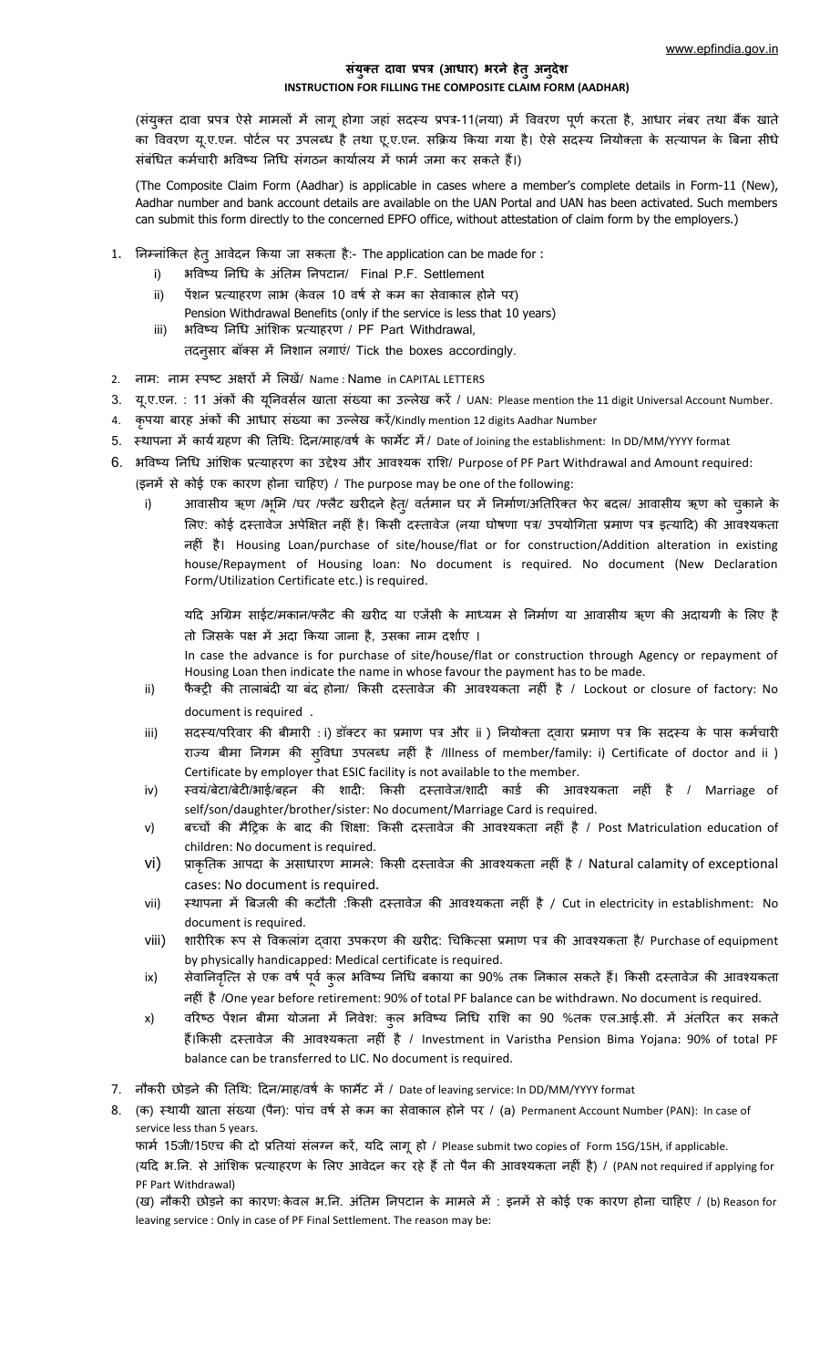www.epfindia.gov.in

## संयुक्त दावा प्रपत्र (आधार) भरने हेतु अनुदेश

## INSTRUCTION FOR FILLING THE COMPOSITE CLAIM FORM (AADHAR)

(संयुक्त दावा प्रपत्र ऐसे मामलों में लागू होगा जहां सदस्य प्रपत्र-11(नया) में विवरण पूर्ण करता है, आधार नंबर तथा बैंक खाते का विवरण यू.ए.एन. पोर्टल पर उपलब्ध है तथा यू.ए.एन. सक्रिय किया गया है। ऐसे सदस्य नियोक्ता के सत्यापन के बिना सीधे संबंधित कर्मचारी भविष्य निधि संगठन कार्यालय में फार्म जमा कर सकते हैं।)

(The Composite Claim Form (Aadhar) is applicable in cases where a member's complete details in Form-11 (New), Aadhar number and bank account details are available on the UAN Portal and UAN has been activated. Such members can submit this form directly to the concerned EPFO office, without attestation of claim form by the employers.)

1. निम्नांकित हेतु आवेदन किया जा सकता है:- The application can be made for :
   i) भविष्य निधि के अंतिम निपटान/ Final P.F. Settlement
   ii) पेंशन प्रत्याहरण लाभ (केवल 10 वर्ष से कम का सेवाकाल होने पर) Pension Withdrawal Benefits (only if the service is less that 10 years)
   iii) भविष्य निधि आंशिक प्रत्याहरण / PF Part Withdrawal,

   तदनुसार बॉक्स में निशान लगाएं/ Tick the boxes accordingly.

2. नाम: नाम स्पष्ट अक्षरों में लिखें/ Name : Name in CAPITAL LETTERS
3. यू.ए.एन. : 11 अंकों की यूनिवर्सल खाता संख्या का उल्लेख करें / UAN: Please mention the 11 digit Universal Account Number.
4. कृपया बारह अंकों की आधार संख्या का उल्लेख करें/Kindly mention 12 digits Aadhar Number
5. स्थापना में कार्य ग्रहण की तिथि: दिन/माह/वर्ष के फार्मेट में / Date of Joining the establishment: In DD/MM/YYYY format
6. भविष्य निधि आंशिक प्रत्याहरण का उद्देश्य और आवश्यक राशि/ Purpose of PF Part Withdrawal and Amount required:
   (इनमें से कोई एक कारण होना चाहिए) / The purpose may be one of the following:
   i) आवासीय ऋण /भूमि /घर /फ्लैट खरीदने हेतु/ वर्तमान घर में निर्माण/अतिरिक्त फेर बदल/ आवासीय ऋण को चुकाने के लिए: कोई दस्तावेज अपेक्षित नहीं है। किसी दस्तावेज (नया घोषणा पत्र/ उपयोगिता प्रमाण पत्र इत्यादि) की आवश्यकता नहीं है। Housing Loan/purchase of site/house/flat or for construction/Addition alteration in existing house/Repayment of Housing loan: No document is required. No document (New Declaration Form/Utilization Certificate etc.) is required.

      यदि अग्रिम साईट/मकान/फ्लैट की खरीद या एजेंसी के माध्यम से निर्माण या आवासीय ऋण की अदायगी के लिए है तो जिसके पक्ष में अदा किया जाना है, उसका नाम दर्शाए ।

      In case the advance is for purchase of site/house/flat or construction through Agency or repayment of Housing Loan then indicate the name in whose favour the payment has to be made.
   ii) फैक्ट्री की तालाबंदी या बंद होना/ किसी दस्तावेज की आवश्यकता नहीं है / Lockout or closure of factory: No document is required .
   iii) सदस्य/परिवार की बीमारी : i) डॉक्टर का प्रमाण पत्र और ii ) नियोक्ता द्वारा प्रमाण पत्र कि सदस्य के पास कर्मचारी राज्य बीमा निगम की सुविधा उपलब्ध नहीं है /Illness of member/family: i) Certificate of doctor and ii ) Certificate by employer that ESIC facility is not available to the member.
   iv) स्वयं/बेटा/बेटी/भाई/बहन की शादी: किसी दस्तावेज/शादी कार्ड की आवश्यकता नहीं है / Marriage of self/son/daughter/brother/sister: No document/Marriage Card is required.
   v) बच्चों की मैट्रिक के बाद की शिक्षा: किसी दस्तावेज की आवश्यकता नहीं है / Post Matriculation education of children: No document is required.
   vi) प्राकृतिक आपदा के असाधारण मामले: किसी दस्तावेज की आवश्यकता नहीं है / Natural calamity of exceptional cases: No document is required.
   vii) स्थापना में बिजली की कटौती :किसी दस्तावेज की आवश्यकता नहीं है / Cut in electricity in establishment: No document is required.
   viii) शारीरिक रूप से विकलांग द्वारा उपकरण की खरीद: चिकित्सा प्रमाण पत्र की आवश्यकता है/ Purchase of equipment by physically handicapped: Medical certificate is required.
   ix) सेवानिवृत्ति से एक वर्ष पूर्व कुल भविष्य निधि बकाया का 90% तक निकाल सकते हैं। किसी दस्तावेज की आवश्यकता नहीं है /One year before retirement: 90% of total PF balance can be withdrawn. No document is required.
   x) वरिष्ठ पेंशन बीमा योजना में निवेश: कुल भविष्य निधि राशि का 90 %तक एल.आई.सी. में अंतरित कर सकते हैं।किसी दस्तावेज की आवश्यकता नहीं है / Investment in Varistha Pension Bima Yojana: 90% of total PF balance can be transferred to LIC. No document is required.
7. नौकरी छोड़ने की तिथि: दिन/माह/वर्ष के फार्मेट में / Date of leaving service: In DD/MM/YYYY format
8. (क) स्थायी खाता संख्या (पैन): पांच वर्ष से कम का सेवाकाल होने पर / (a) Permanent Account Number (PAN): In case of service less than 5 years.

   फार्म 15जी/15एच की दो प्रतियां संलग्न करें, यदि लागू हो / Please submit two copies of Form 15G/15H, if applicable.

   (यदि भ.नि. से आंशिक प्रत्याहरण के लिए आवेदन कर रहे हैं तो पैन की आवश्यकता नहीं है) / (PAN not required if applying for PF Part Withdrawal)

   (ख) नौकरी छोड़ने का कारण:केवल भ.नि. अंतिम निपटान के मामले में : इनमें से कोई एक कारण होना चाहिए / (b) Reason for leaving service : Only in case of PF Final Settlement. The reason may be: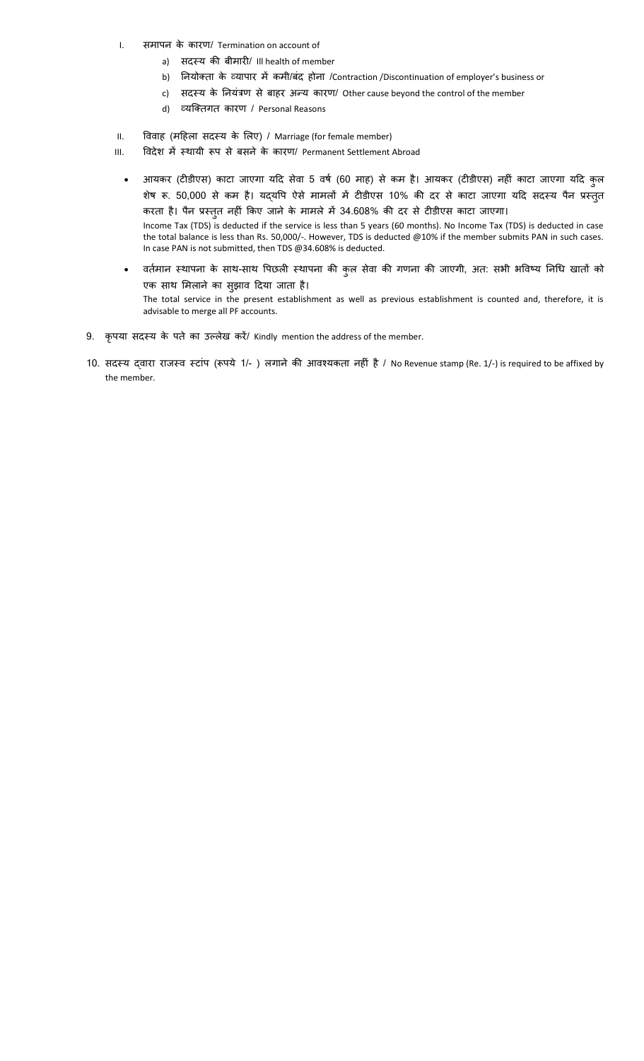I. समापन के कारण/ Termination on account of

   a) सदस्य की बीमारी/ Ill health of member

   b) नियोक्ता के व्यापार में कमी/बंद होना /Contraction /Discontinuation of employer's business or

   c) सदस्य के नियंत्रण से बाहर अन्य कारण/ Other cause beyond the control of the member

   d) व्यक्तिगत कारण / Personal Reasons

II. विवाह (महिला सदस्य के लिए) / Marriage (for female member)

III. विदेश में स्थायी रूप से बसने के कारण/ Permanent Settlement Abroad

- आयकर (टीडीएस) काटा जाएगा यदि सेवा 5 वर्ष (60 माह) से कम है। आयकर (टीडीएस) नहीं काटा जाएगा यदि कुल शेष रू. 50,000 से कम है। यद्यपि ऐसे मामलों में टीडीएस 10% की दर से काटा जाएगा यदि सदस्य पैन प्रस्तुत करता है। पैन प्रस्तुत नहीं किए जाने के मामले में 34.608% की दर से टीडीएस काटा जाएगा।
  Income Tax (TDS) is deducted if the service is less than 5 years (60 months). No Income Tax (TDS) is deducted in case the total balance is less than Rs. 50,000/-. However, TDS is deducted @10% if the member submits PAN in such cases. In case PAN is not submitted, then TDS @34.608% is deducted.

- वर्तमान स्थापना के साथ-साथ पिछली स्थापना की कुल सेवा की गणना की जाएगी, अत: सभी भविष्य निधि खातों को एक साथ मिलाने का सुझाव दिया जाता है।
  The total service in the present establishment as well as previous establishment is counted and, therefore, it is advisable to merge all PF accounts.

9. कृपया सदस्य के पते का उल्लेख करें/ Kindly mention the address of the member.

10. सदस्य द्वारा राजस्व स्टांप (रूपये 1/- ) लगाने की आवश्यकता नहीं है / No Revenue stamp (Re. 1/-) is required to be affixed by the member.